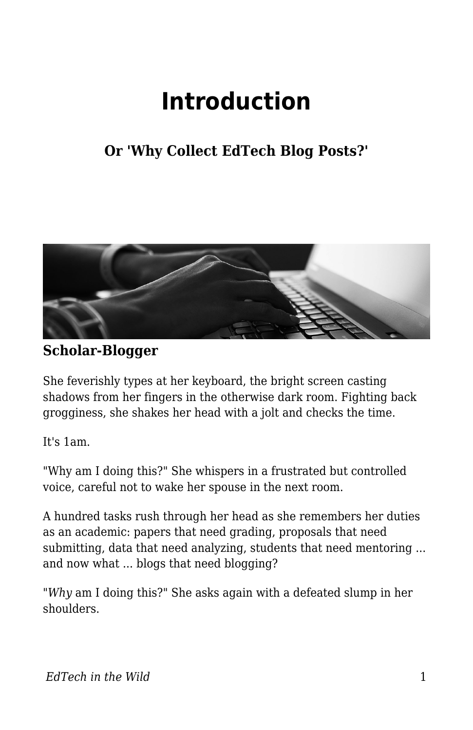# Introduction

## Or 'Why Collect EdTech Blog Posts?'

**Scholar-Blogger**

She feverishly types at her keyboard, the bright screen casting shadows from her fingers in the otherwise dark room. Fighting back grogginess, she shakes her head with a jolt and checks the time.

It's 1am.

"Why am I doing this?" She whispers in a frustrated but controlled voice, careful not to wake her spouse in the next room.

A hundred tasks rush through her head as she remembers her duties as an academic: papers that need grading, proposals that need submitting, data that need analyzing, students that need mentoring ... and now what ... blogs that need blogging?

"*Why* am I doing this?" She asks again with a defeated slump in her shoulders.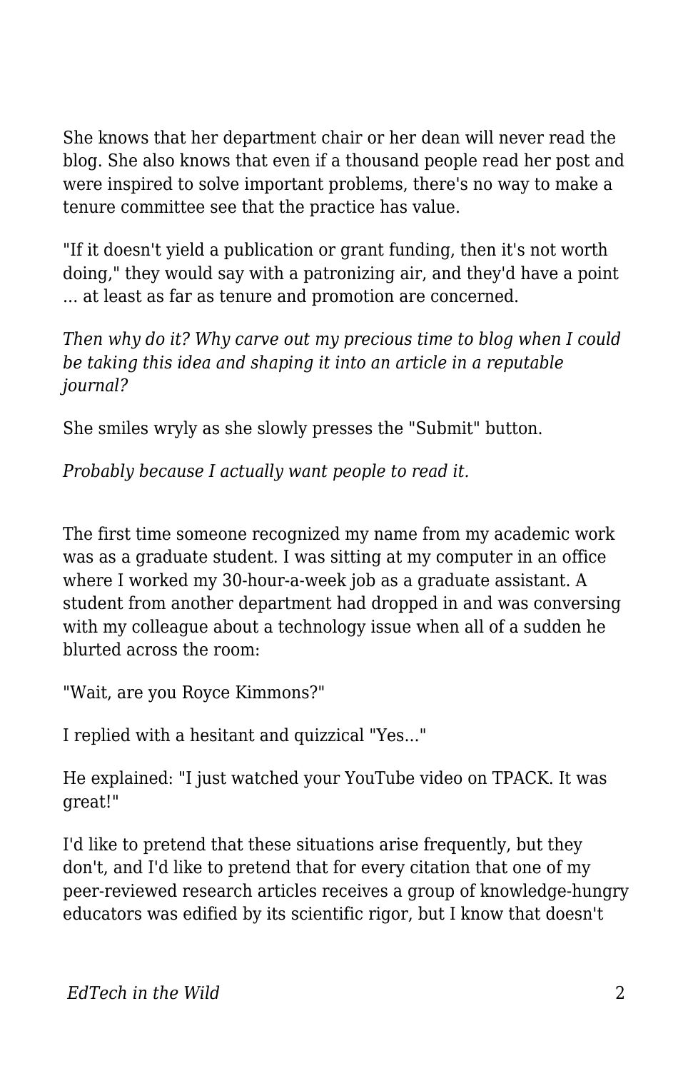She knows that her department chair or her dean will never read the blog. She also knows that even if a thousand people read her post and were inspired to solve important problems, there's no way to make a tenure committee see that the practice has value.

"If it doesn't yield a publication or grant funding, then it's not worth doing," they would say with a patronizing air, and they'd have a point ... at least as far as tenure and promotion are concerned.

*Then why do it? Why carve out my precious time to blog when I could be taking this idea and shaping it into an article in a reputable journal?*

She smiles wryly as she slowly presses the "Submit" button.

*Probably because I actually want people to read it.*

The first time someone recognized my name from my academic work was as a graduate student. I was sitting at my computer in an office where I worked my 30-hour-a-week job as a graduate assistant. A student from another department had dropped in and was conversing with my colleague about a technology issue when all of a sudden he blurted across the room:

"Wait, are you Royce Kimmons?"

I replied with a hesitant and quizzical "Yes..."

He explained: "I just watched your YouTube video on TPACK. It was great!"

I'd like to pretend that these situations arise frequently, but they don't, and I'd like to pretend that for every citation that one of my peer-reviewed research articles receives a group of knowledge-hungry educators was edified by its scientific rigor, but I know that doesn't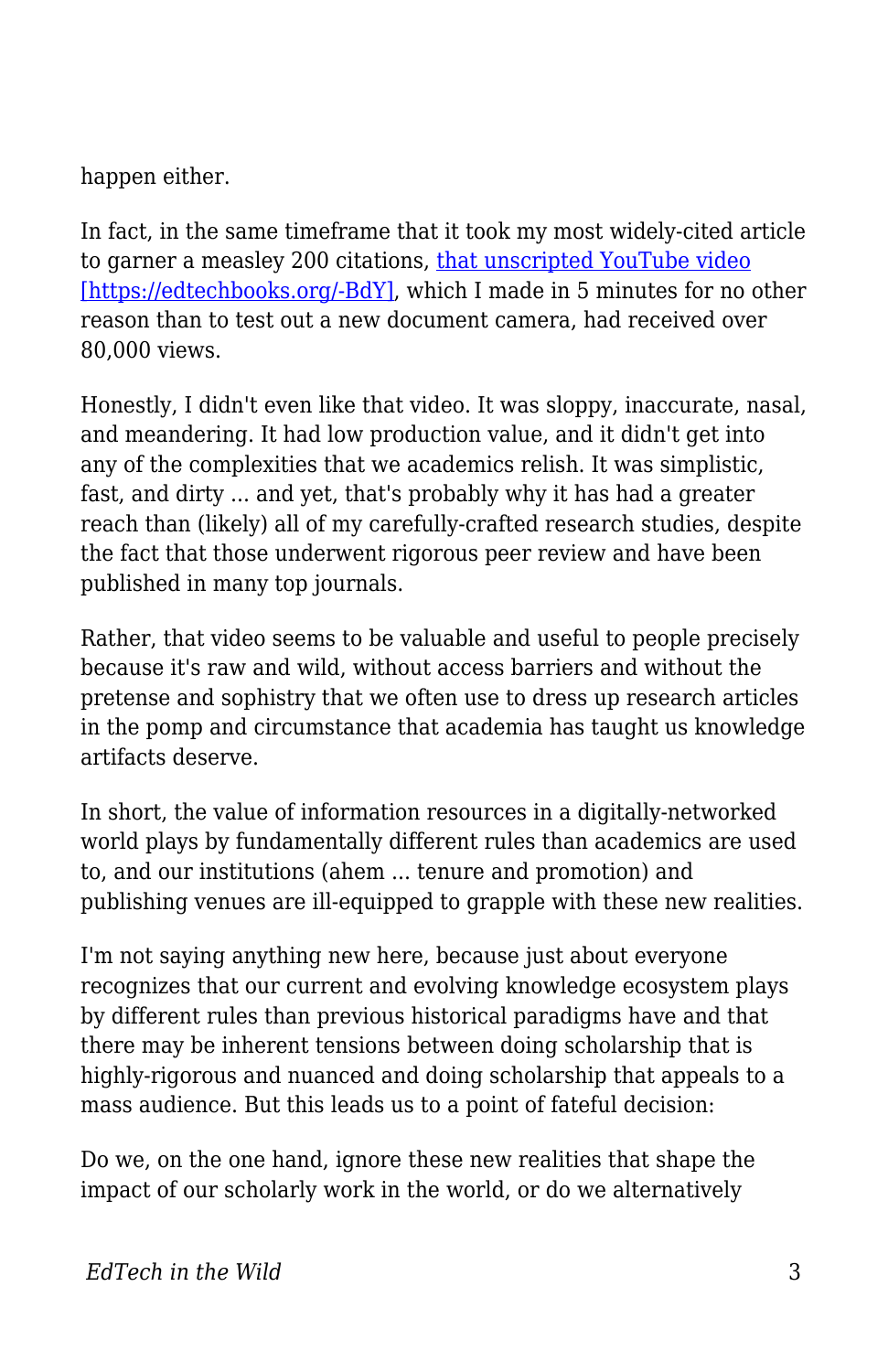happen either.

In fact, in the same timeframe that it took my most widely-cited article to garner a measley 200 citations, [that unscripted YouTube video [https://edtechbooks.org/-BdY]](https://edtechbooks.org/-BdY), which I made in 5 minutes for no other reason than to test out a new document camera, had received over 80,000 views.

Honestly, I didn't even like that video. It was sloppy, inaccurate, nasal, and meandering. It had low production value, and it didn't get into any of the complexities that we academics relish. It was simplistic, fast, and dirty ... and yet, that's probably why it has had a greater reach than (likely) all of my carefully-crafted research studies, despite the fact that those underwent rigorous peer review and have been published in many top journals.

Rather, that video seems to be valuable and useful to people precisely because it's raw and wild, without access barriers and without the pretense and sophistry that we often use to dress up research articles in the pomp and circumstance that academia has taught us knowledge artifacts deserve.

In short, the value of information resources in a digitally-networked world plays by fundamentally different rules than academics are used to, and our institutions (ahem ... tenure and promotion) and publishing venues are ill-equipped to grapple with these new realities.

I'm not saying anything new here, because just about everyone recognizes that our current and evolving knowledge ecosystem plays by different rules than previous historical paradigms have and that there may be inherent tensions between doing scholarship that is highly-rigorous and nuanced and doing scholarship that appeals to a mass audience. But this leads us to a point of fateful decision:

Do we, on the one hand, ignore these new realities that shape the impact of our scholarly work in the world, or do we alternatively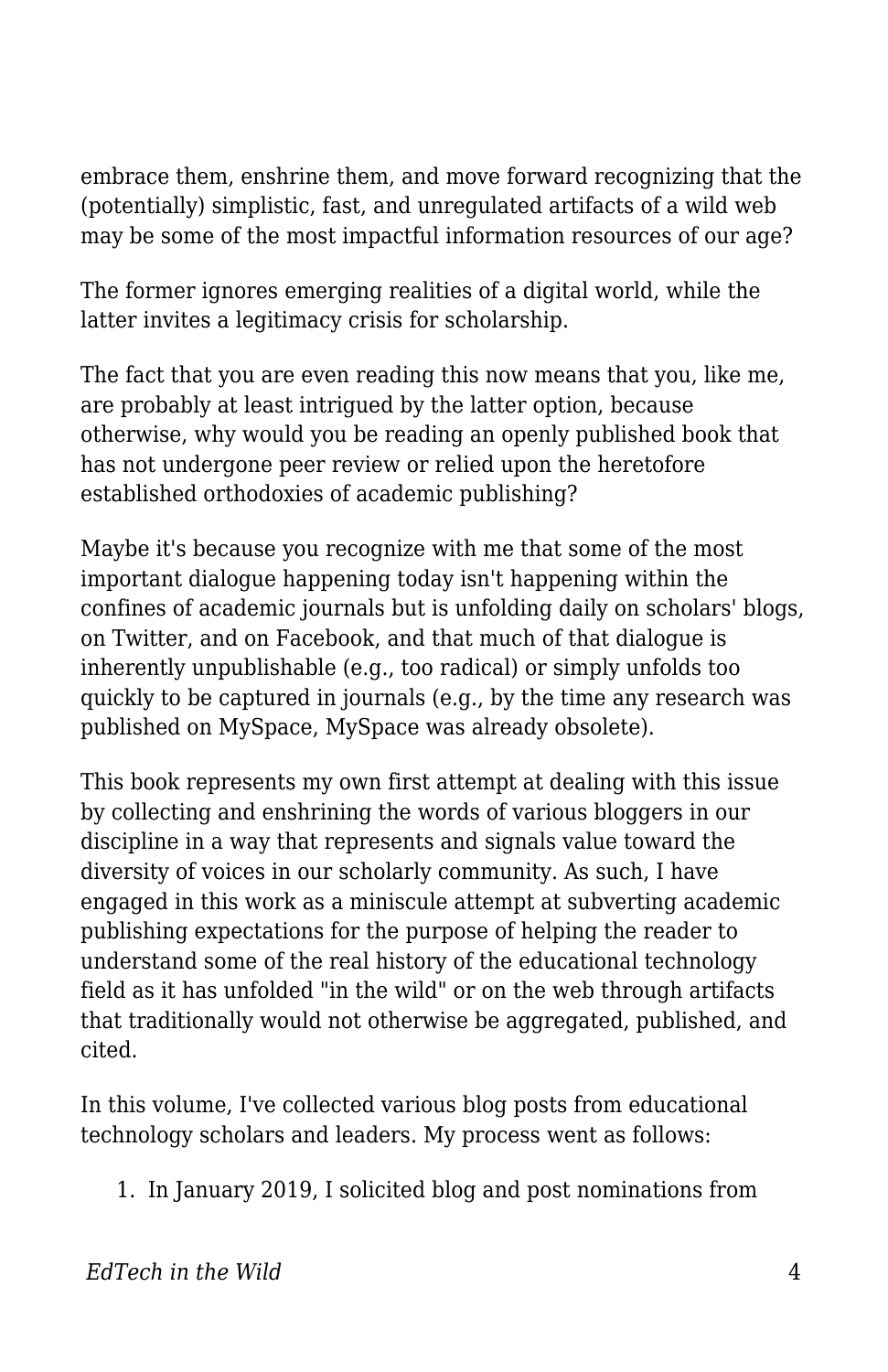embrace them, enshrine them, and move forward recognizing that the (potentially) simplistic, fast, and unregulated artifacts of a wild web may be some of the most impactful information resources of our age?

The former ignores emerging realities of a digital world, while the latter invites a legitimacy crisis for scholarship.

The fact that you are even reading this now means that you, like me, are probably at least intrigued by the latter option, because otherwise, why would you be reading an openly published book that has not undergone peer review or relied upon the heretofore established orthodoxies of academic publishing?

Maybe it's because you recognize with me that some of the most important dialogue happening today isn't happening within the confines of academic journals but is unfolding daily on scholars' blogs, on Twitter, and on Facebook, and that much of that dialogue is inherently unpublishable (e.g., too radical) or simply unfolds too quickly to be captured in journals (e.g., by the time any research was published on MySpace, MySpace was already obsolete).

This book represents my own first attempt at dealing with this issue by collecting and enshrining the words of various bloggers in our discipline in a way that represents and signals value toward the diversity of voices in our scholarly community. As such, I have engaged in this work as a miniscule attempt at subverting academic publishing expectations for the purpose of helping the reader to understand some of the real history of the educational technology field as it has unfolded "in the wild" or on the web through artifacts that traditionally would not otherwise be aggregated, published, and cited.

In this volume, I've collected various blog posts from educational technology scholars and leaders. My process went as follows:

1. In January 2019, I solicited blog and post nominations from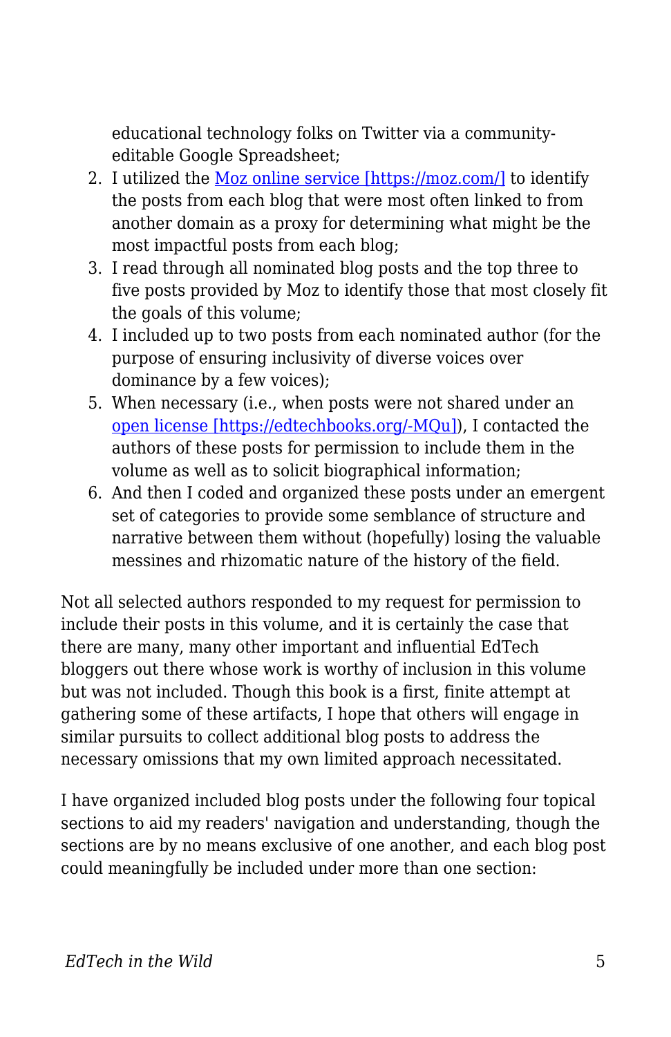educational technology folks on Twitter via a community-editable Google Spreadsheet;

2. I utilized the [Moz online service [https://moz.com/]](https://moz.com/) to identify the posts from each blog that were most often linked to from another domain as a proxy for determining what might be the most impactful posts from each blog;
3. I read through all nominated blog posts and the top three to five posts provided by Moz to identify those that most closely fit the goals of this volume;
4. I included up to two posts from each nominated author (for the purpose of ensuring inclusivity of diverse voices over dominance by a few voices);
5. When necessary (i.e., when posts were not shared under an [open license [https://edtechbooks.org/-MQu]](https://edtechbooks.org/-MQu)), I contacted the authors of these posts for permission to include them in the volume as well as to solicit biographical information;
6. And then I coded and organized these posts under an emergent set of categories to provide some semblance of structure and narrative between them without (hopefully) losing the valuable messines and rhizomatic nature of the history of the field.

Not all selected authors responded to my request for permission to include their posts in this volume, and it is certainly the case that there are many, many other important and influential EdTech bloggers out there whose work is worthy of inclusion in this volume but was not included. Though this book is a first, finite attempt at gathering some of these artifacts, I hope that others will engage in similar pursuits to collect additional blog posts to address the necessary omissions that my own limited approach necessitated.

I have organized included blog posts under the following four topical sections to aid my readers' navigation and understanding, though the sections are by no means exclusive of one another, and each blog post could meaningfully be included under more than one section: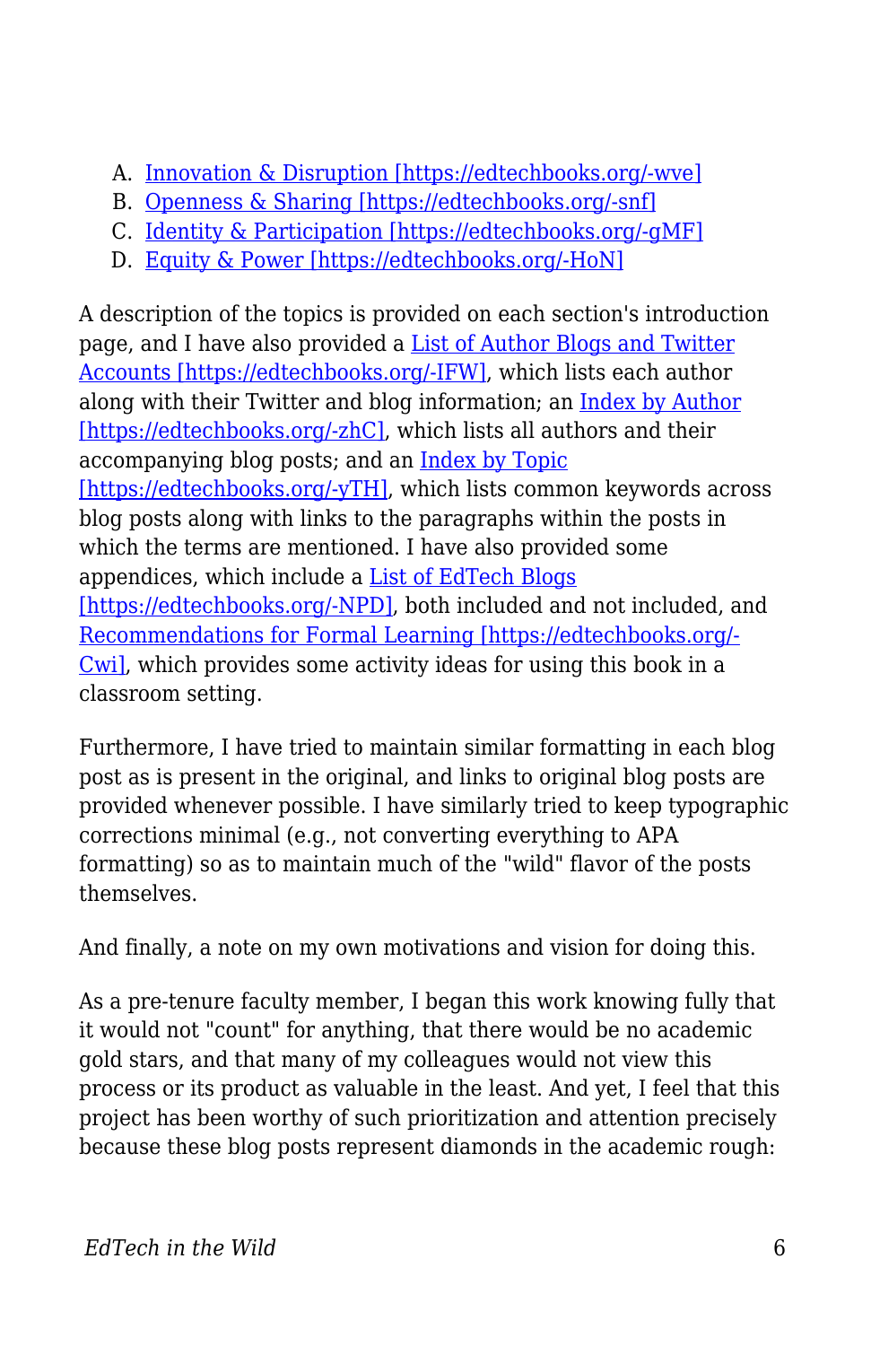A. [Innovation & Disruption [https://edtechbooks.org/-wve]](https://edtechbooks.org/-wve)
B. [Openness & Sharing [https://edtechbooks.org/-snf]](https://edtechbooks.org/-snf)
C. [Identity & Participation [https://edtechbooks.org/-gMF]](https://edtechbooks.org/-gMF)
D. [Equity & Power [https://edtechbooks.org/-HoN]](https://edtechbooks.org/-HoN)

A description of the topics is provided on each section's introduction page, and I have also provided a [List of Author Blogs and Twitter Accounts [https://edtechbooks.org/-IFW]](https://edtechbooks.org/-IFW), which lists each author along with their Twitter and blog information; an [Index by Author [https://edtechbooks.org/-zhC]](https://edtechbooks.org/-zhC), which lists all authors and their accompanying blog posts; and an [Index by Topic [https://edtechbooks.org/-yTH]](https://edtechbooks.org/-yTH), which lists common keywords across blog posts along with links to the paragraphs within the posts in which the terms are mentioned. I have also provided some appendices, which include a [List of EdTech Blogs [https://edtechbooks.org/-NPD]](https://edtechbooks.org/-NPD), both included and not included, and [Recommendations for Formal Learning [https://edtechbooks.org/-Cwi]](https://edtechbooks.org/-Cwi), which provides some activity ideas for using this book in a classroom setting.

Furthermore, I have tried to maintain similar formatting in each blog post as is present in the original, and links to original blog posts are provided whenever possible. I have similarly tried to keep typographic corrections minimal (e.g., not converting everything to APA formatting) so as to maintain much of the "wild" flavor of the posts themselves.

And finally, a note on my own motivations and vision for doing this.

As a pre-tenure faculty member, I began this work knowing fully that it would not "count" for anything, that there would be no academic gold stars, and that many of my colleagues would not view this process or its product as valuable in the least. And yet, I feel that this project has been worthy of such prioritization and attention precisely because these blog posts represent diamonds in the academic rough: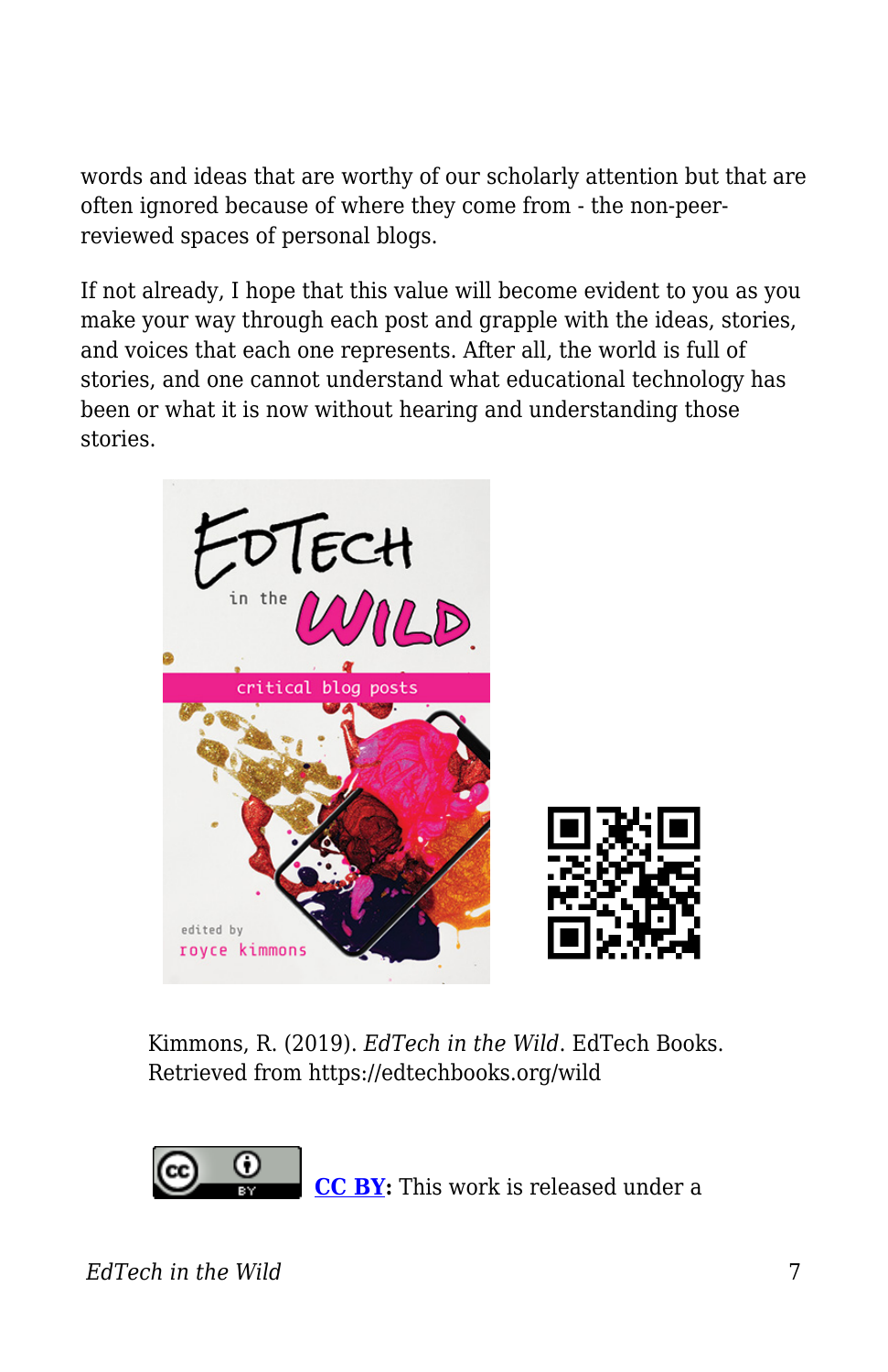words and ideas that are worthy of our scholarly attention but that are often ignored because of where they come from - the non-peer-reviewed spaces of personal blogs.

If not already, I hope that this value will become evident to you as you make your way through each post and grapple with the ideas, stories, and voices that each one represents. After all, the world is full of stories, and one cannot understand what educational technology has been or what it is now without hearing and understanding those stories.

Kimmons, R. (2019). *EdTech in the Wild*. EdTech Books. Retrieved from https://edtechbooks.org/wild

**CC BY:** This work is released under a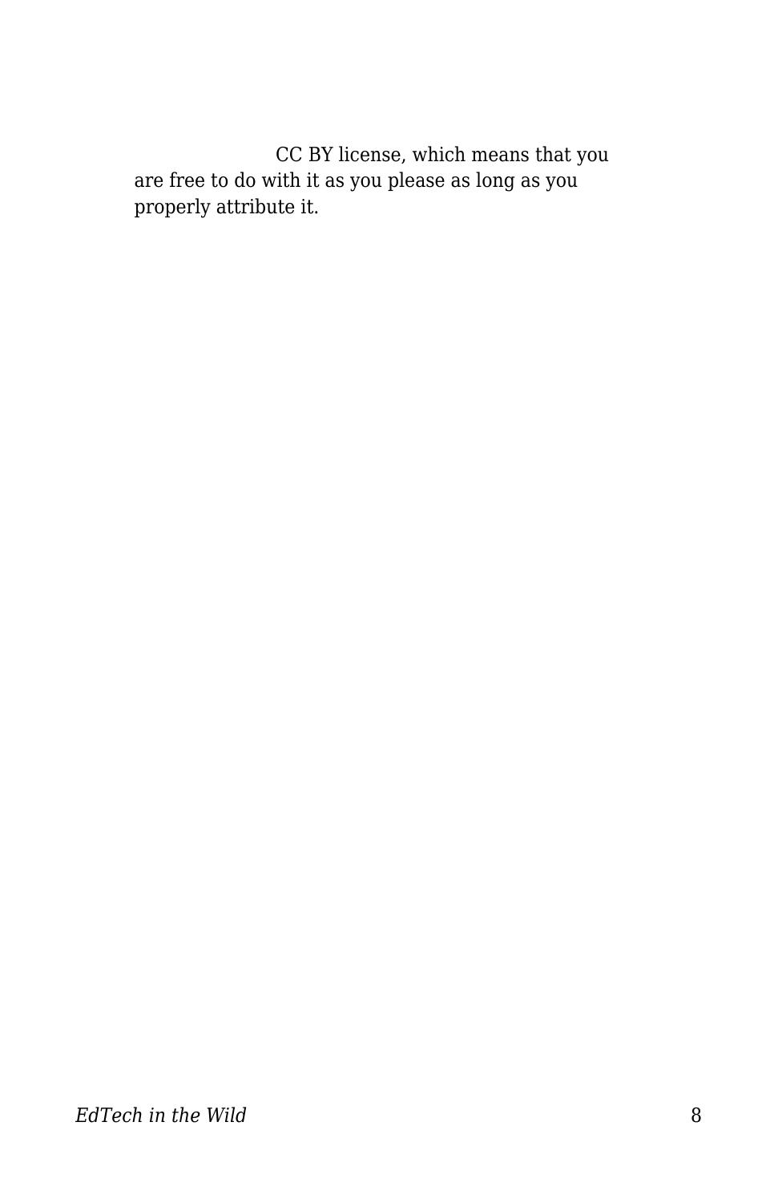CC BY license, which means that you are free to do with it as you please as long as you properly attribute it.